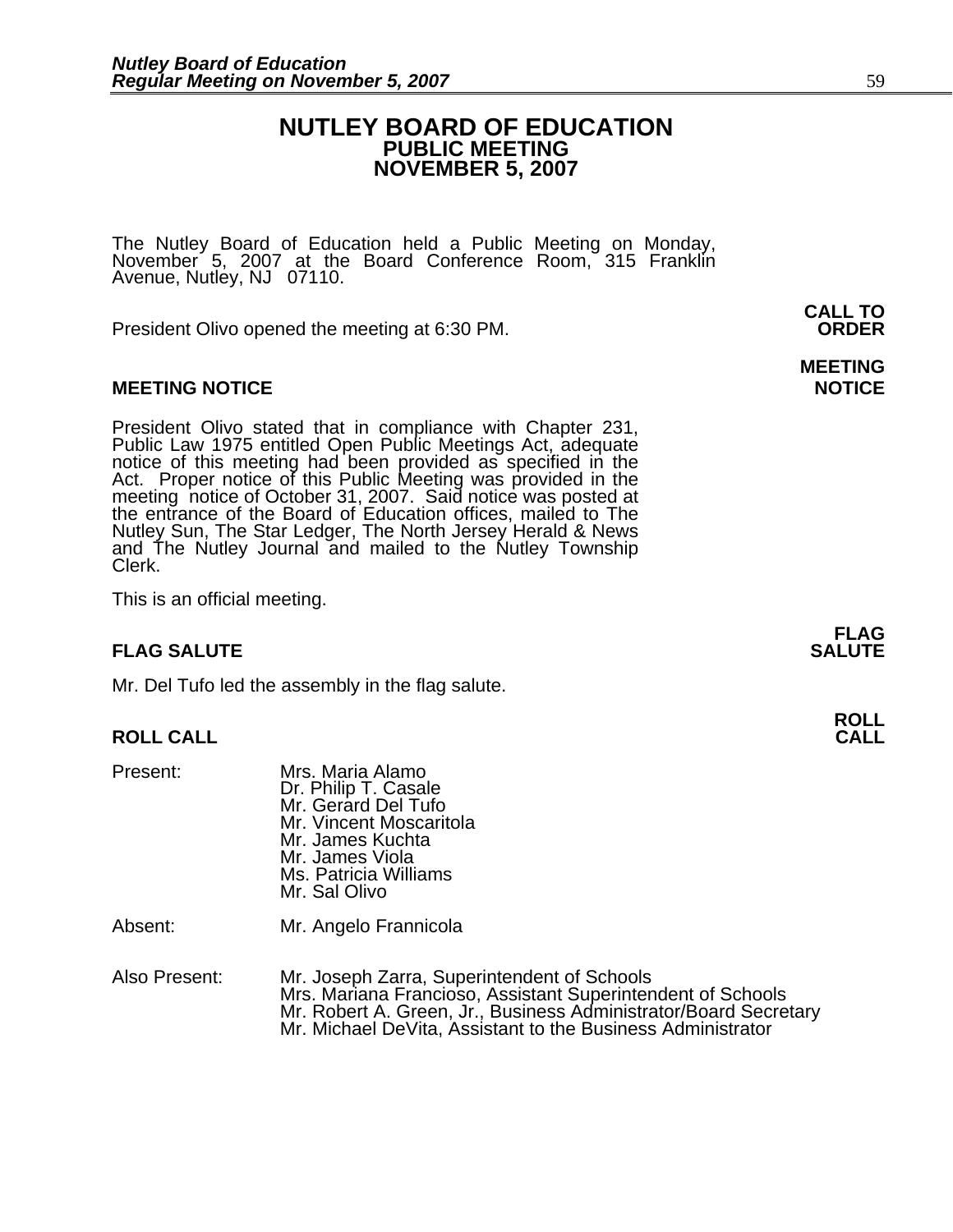# NUTLEY BOARD OF EDUCATION
## PUBLIC MEETING
## NOVEMBER 5, 2007

The Nutley Board of Education held a Public Meeting on Monday, November 5, 2007 at the Board Conference Room, 315 Franklin Avenue, Nutley, NJ 07110.

**CALL TO ORDER**

President Olivo opened the meeting at 6:30 PM.

**MEETING NOTICE**

President Olivo stated that in compliance with Chapter 231, Public Law 1975 entitled Open Public Meetings Act, adequate notice of this meeting had been provided as specified in the Act. Proper notice of this Public Meeting was provided in the meeting notice of October 31, 2007. Said notice was posted at the entrance of the Board of Education offices, mailed to The Nutley Sun, The Star Ledger, The North Jersey Herald & News and The Nutley Journal and mailed to the Nutley Township Clerk.

This is an official meeting.

**FLAG SALUTE**

Mr. Del Tufo led the assembly in the flag salute.

**ROLL CALL**

Present:
- Mrs. Maria Alamo
- Dr. Philip T. Casale
- Mr. Gerard Del Tufo
- Mr. Vincent Moscaritola
- Mr. James Kuchta
- Mr. James Viola
- Ms. Patricia Williams
- Mr. Sal Olivo

Absent:
- Mr. Angelo Frannicola

Also Present:
- Mr. Joseph Zarra, Superintendent of Schools
- Mrs. Mariana Francioso, Assistant Superintendent of Schools
- Mr. Robert A. Green, Jr., Business Administrator/Board Secretary
- Mr. Michael DeVita, Assistant to the Business Administrator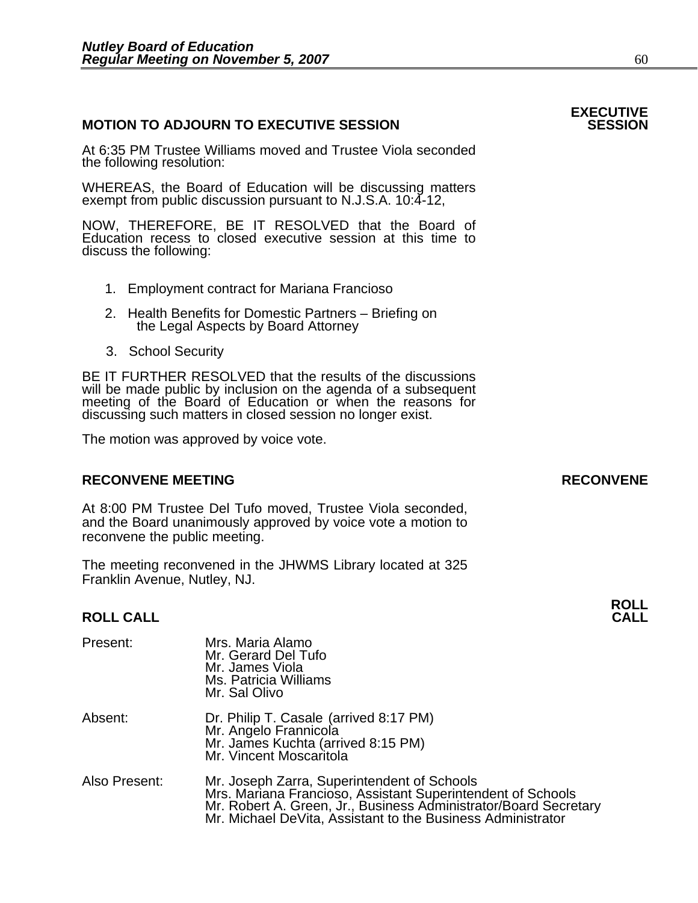## MOTION TO ADJOURN TO EXECUTIVE SESSION

**EXECUTIVE SESSION**

At 6:35 PM Trustee Williams moved and Trustee Viola seconded the following resolution:

WHEREAS, the Board of Education will be discussing matters exempt from public discussion pursuant to N.J.S.A. 10:4-12,

NOW, THEREFORE, BE IT RESOLVED that the Board of Education recess to closed executive session at this time to discuss the following:

1. Employment contract for Mariana Francioso
2. Health Benefits for Domestic Partners – Briefing on the Legal Aspects by Board Attorney
3. School Security

BE IT FURTHER RESOLVED that the results of the discussions will be made public by inclusion on the agenda of a subsequent meeting of the Board of Education or when the reasons for discussing such matters in closed session no longer exist.

The motion was approved by voice vote.

## RECONVENE MEETING

**RECONVENE**

At 8:00 PM Trustee Del Tufo moved, Trustee Viola seconded, and the Board unanimously approved by voice vote a motion to reconvene the public meeting.

The meeting reconvened in the JHWMS Library located at 325 Franklin Avenue, Nutley, NJ.

## ROLL CALL

**ROLL CALL**

| | |
|---|---|
| Present: | Mrs. Maria Alamo<br>Mr. Gerard Del Tufo<br>Mr. James Viola<br>Ms. Patricia Williams<br>Mr. Sal Olivo |
| Absent: | Dr. Philip T. Casale (arrived 8:17 PM)<br>Mr. Angelo Frannicola<br>Mr. James Kuchta (arrived 8:15 PM)<br>Mr. Vincent Moscaritola |
| Also Present: | Mr. Joseph Zarra, Superintendent of Schools<br>Mrs. Mariana Francioso, Assistant Superintendent of Schools<br>Mr. Robert A. Green, Jr., Business Administrator/Board Secretary<br>Mr. Michael DeVita, Assistant to the Business Administrator |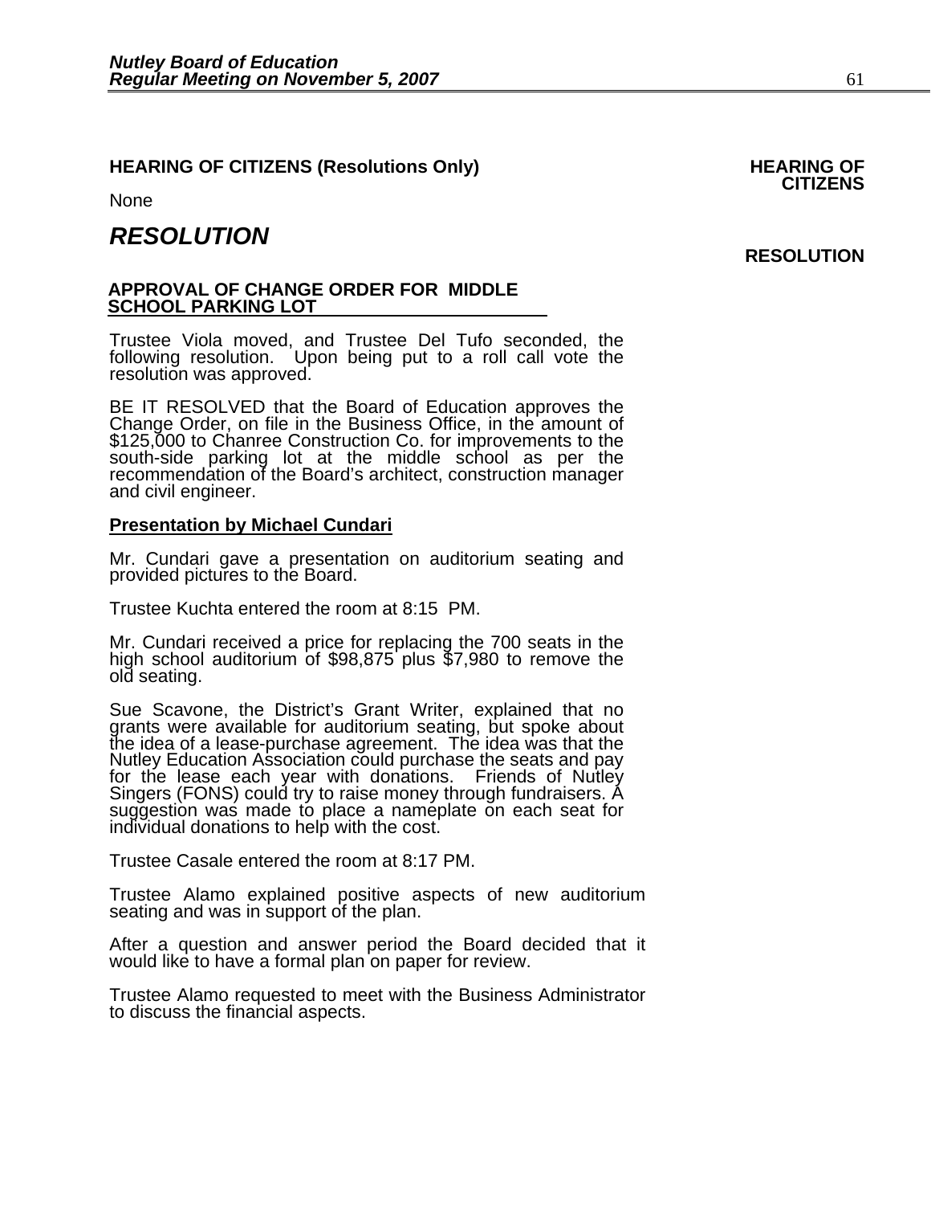**HEARING OF CITIZENS (Resolutions Only)** **HEARING OF CITIZENS**

None

## *RESOLUTION*

**RESOLUTION**

**APPROVAL OF CHANGE ORDER FOR MIDDLE SCHOOL PARKING LOT**

Trustee Viola moved, and Trustee Del Tufo seconded, the following resolution. Upon being put to a roll call vote the resolution was approved.

BE IT RESOLVED that the Board of Education approves the Change Order, on file in the Business Office, in the amount of $125,000 to Chanree Construction Co. for improvements to the south-side parking lot at the middle school as per the recommendation of the Board's architect, construction manager and civil engineer.

**Presentation by Michael Cundari**

Mr. Cundari gave a presentation on auditorium seating and provided pictures to the Board.

Trustee Kuchta entered the room at 8:15 PM.

Mr. Cundari received a price for replacing the 700 seats in the high school auditorium of $98,875 plus $7,980 to remove the old seating.

Sue Scavone, the District's Grant Writer, explained that no grants were available for auditorium seating, but spoke about the idea of a lease-purchase agreement. The idea was that the Nutley Education Association could purchase the seats and pay for the lease each year with donations. Friends of Nutley Singers (FONS) could try to raise money through fundraisers. A suggestion was made to place a nameplate on each seat for individual donations to help with the cost.

Trustee Casale entered the room at 8:17 PM.

Trustee Alamo explained positive aspects of new auditorium seating and was in support of the plan.

After a question and answer period the Board decided that it would like to have a formal plan on paper for review.

Trustee Alamo requested to meet with the Business Administrator to discuss the financial aspects.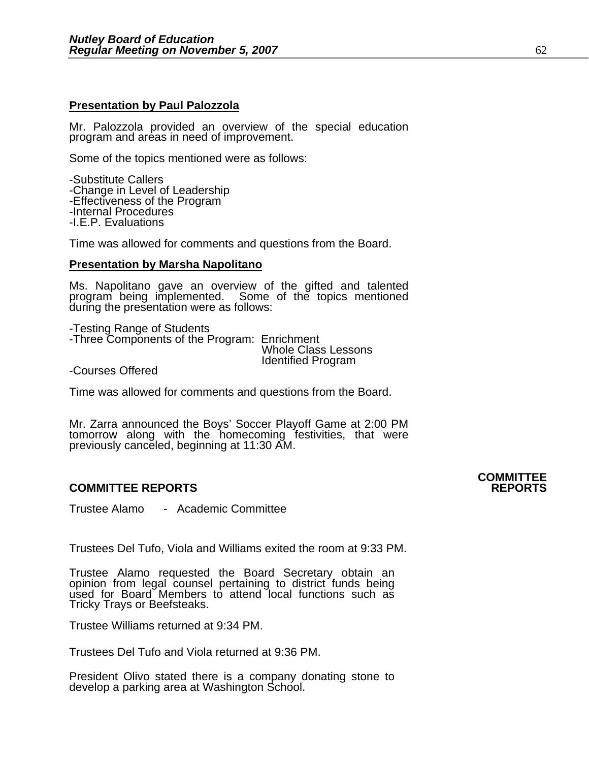**Presentation by Paul Palozzola**

Mr. Palozzola provided an overview of the special education program and areas in need of improvement.

Some of the topics mentioned were as follows:

-Substitute Callers
-Change in Level of Leadership
-Effectiveness of the Program
-Internal Procedures
-I.E.P. Evaluations

Time was allowed for comments and questions from the Board.

**Presentation by Marsha Napolitano**

Ms. Napolitano gave an overview of the gifted and talented program being implemented. Some of the topics mentioned during the presentation were as follows:

-Testing Range of Students
-Three Components of the Program: Enrichment
Whole Class Lessons
Identified Program
-Courses Offered

Time was allowed for comments and questions from the Board.

Mr. Zarra announced the Boys' Soccer Playoff Game at 2:00 PM tomorrow along with the homecoming festivities, that were previously canceled, beginning at 11:30 AM.

## COMMITTEE REPORTS

Trustee Alamo - Academic Committee

Trustees Del Tufo, Viola and Williams exited the room at 9:33 PM.

Trustee Alamo requested the Board Secretary obtain an opinion from legal counsel pertaining to district funds being used for Board Members to attend local functions such as Tricky Trays or Beefsteaks.

Trustee Williams returned at 9:34 PM.

Trustees Del Tufo and Viola returned at 9:36 PM.

President Olivo stated there is a company donating stone to develop a parking area at Washington School.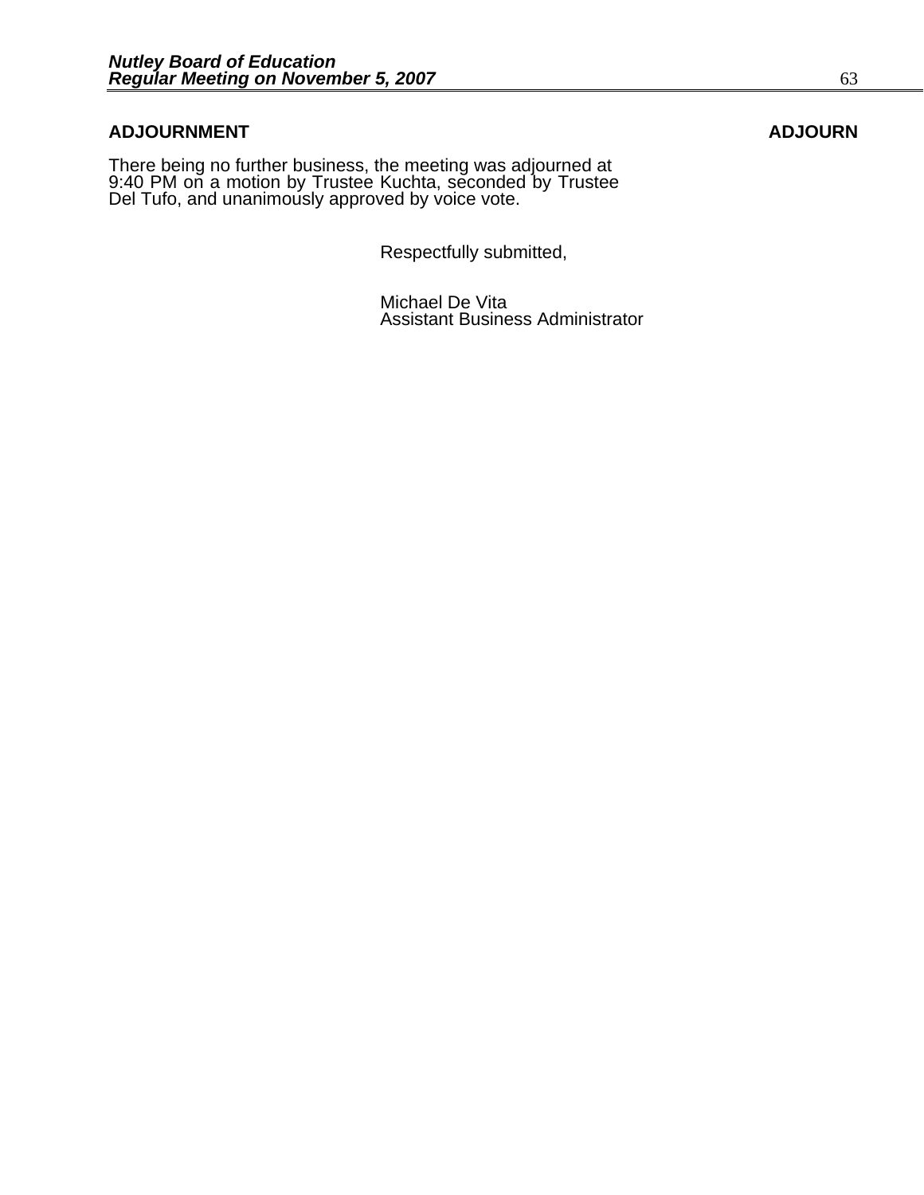**ADJOURNMENT** **ADJOURN**

There being no further business, the meeting was adjourned at 9:40 PM on a motion by Trustee Kuchta, seconded by Trustee Del Tufo, and unanimously approved by voice vote.

Respectfully submitted,

Michael De Vita
Assistant Business Administrator